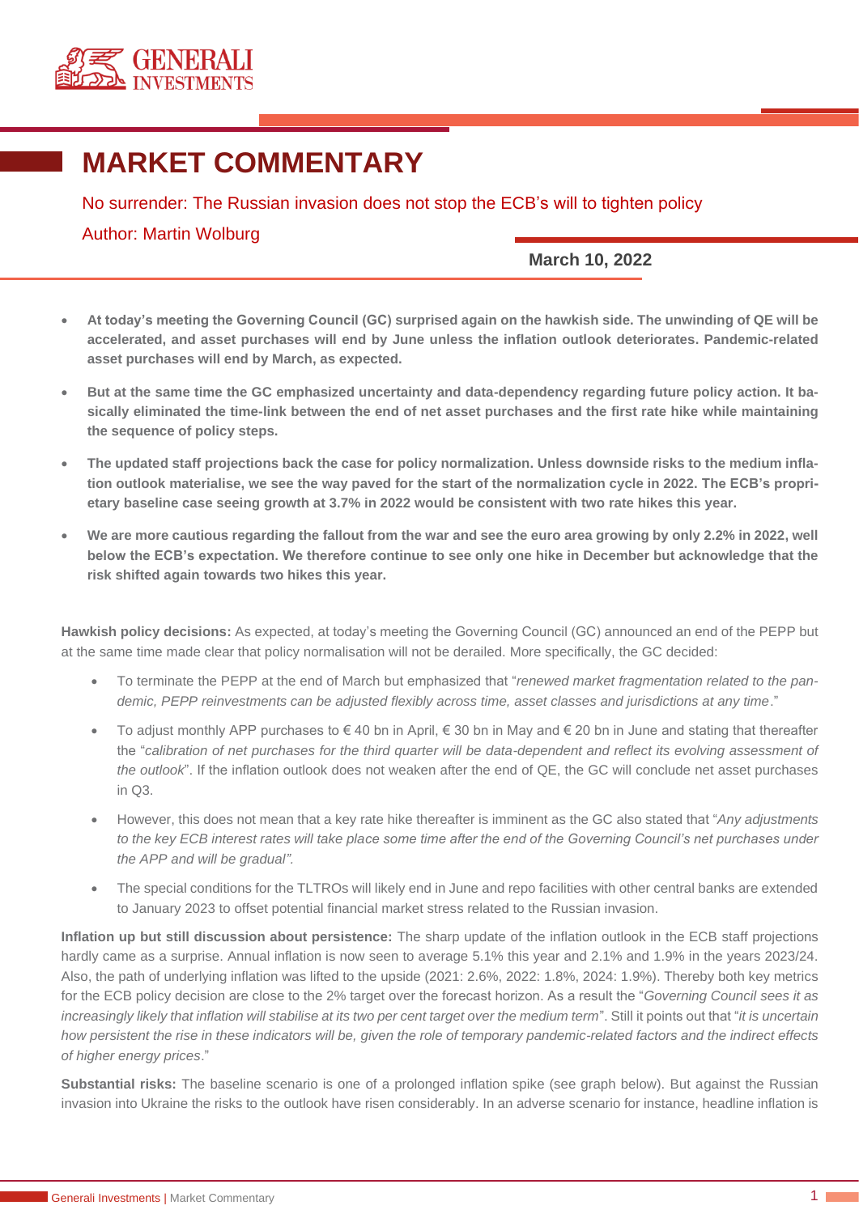# MARKET COMMENTARY

No surrender: The Russian invasion does not stop the ECB's will to tighten policy

Author: Martin Wolburg

**March 10, 2022**

- **At today's meeting the Governing Council (GC) surprised again on the hawkish side. The unwinding of QE will be accelerated, and asset purchases will end by June unless the inflation outlook deteriorates. Pandemic-related asset purchases will end by March, as expected.**
- **But at the same time the GC emphasized uncertainty and data-dependency regarding future policy action. It basically eliminated the time-link between the end of net asset purchases and the first rate hike while maintaining the sequence of policy steps.**
- **The updated staff projections back the case for policy normalization. Unless downside risks to the medium inflation outlook materialise, we see the way paved for the start of the normalization cycle in 2022. The ECB's proprietary baseline case seeing growth at 3.7% in 2022 would be consistent with two rate hikes this year.**
- **We are more cautious regarding the fallout from the war and see the euro area growing by only 2.2% in 2022, well below the ECB's expectation. We therefore continue to see only one hike in December but acknowledge that the risk shifted again towards two hikes this year.**

**Hawkish policy decisions:** As expected, at today's meeting the Governing Council (GC) announced an end of the PEPP but at the same time made clear that policy normalisation will not be derailed. More specifically, the GC decided:

- To terminate the PEPP at the end of March but emphasized that "*renewed market fragmentation related to the pandemic, PEPP reinvestments can be adjusted flexibly across time, asset classes and jurisdictions at any time*."
- To adjust monthly APP purchases to € 40 bn in April, € 30 bn in May and € 20 bn in June and stating that thereafter the "*calibration of net purchases for the third quarter will be data-dependent and reflect its evolving assessment of the outlook*". If the inflation outlook does not weaken after the end of QE, the GC will conclude net asset purchases in Q3.
- However, this does not mean that a key rate hike thereafter is imminent as the GC also stated that "*Any adjustments to the key ECB interest rates will take place some time after the end of the Governing Council's net purchases under the APP and will be gradual".*
- The special conditions for the TLTROs will likely end in June and repo facilities with other central banks are extended to January 2023 to offset potential financial market stress related to the Russian invasion.

**Inflation up but still discussion about persistence:** The sharp update of the inflation outlook in the ECB staff projections hardly came as a surprise. Annual inflation is now seen to average 5.1% this year and 2.1% and 1.9% in the years 2023/24. Also, the path of underlying inflation was lifted to the upside (2021: 2.6%, 2022: 1.8%, 2024: 1.9%). Thereby both key metrics for the ECB policy decision are close to the 2% target over the forecast horizon. As a result the "*Governing Council sees it as increasingly likely that inflation will stabilise at its two per cent target over the medium term*". Still it points out that "*it is uncertain how persistent the rise in these indicators will be, given the role of temporary pandemic-related factors and the indirect effects of higher energy prices*."

**Substantial risks:** The baseline scenario is one of a prolonged inflation spike (see graph below). But against the Russian invasion into Ukraine the risks to the outlook have risen considerably. In an adverse scenario for instance, headline inflation is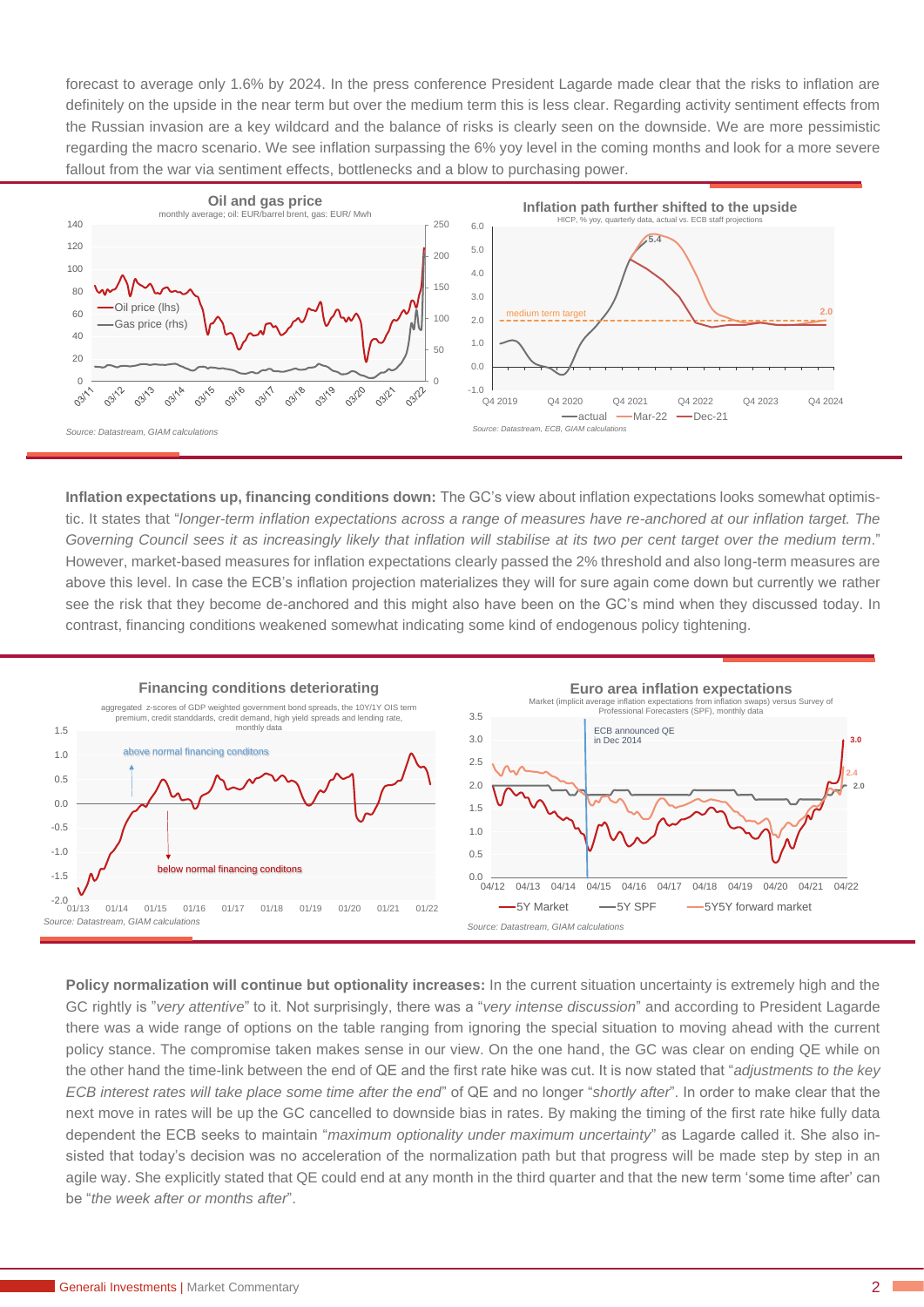forecast to average only 1.6% by 2024. In the press conference President Lagarde made clear that the risks to inflation are definitely on the upside in the near term but over the medium term this is less clear. Regarding activity sentiment effects from the Russian invasion are a key wildcard and the balance of risks is clearly seen on the downside. We are more pessimistic regarding the macro scenario. We see inflation surpassing the 6% yoy level in the coming months and look for a more severe fallout from the war via sentiment effects, bottlenecks and a blow to purchasing power.

**Oil and gas price**
monthly average; oil: EUR/barrel brent, gas: EUR/ Mwh

Source: Datastream, GIAM calculations

**Inflation path further shifted to the upside**
HICP, % yoy, quarterly data, actual vs. ECB staff projections

Source: Datastream, ECB, GIAM calculations

**Inflation expectations up, financing conditions down:** The GC's view about inflation expectations looks somewhat optimistic. It states that "*longer-term inflation expectations across a range of measures have re-anchored at our inflation target. The Governing Council sees it as increasingly likely that inflation will stabilise at its two per cent target over the medium term*." However, market-based measures for inflation expectations clearly passed the 2% threshold and also long-term measures are above this level. In case the ECB's inflation projection materializes they will for sure again come down but currently we rather see the risk that they become de-anchored and this might also have been on the GC's mind when they discussed today. In contrast, financing conditions weakened somewhat indicating some kind of endogenous policy tightening.

**Financing conditions deteriorating**
aggregated z-scores of GDP weighted government bond spreads, the 10Y/1Y OIS term premium, credit standdards, credit demand, high yield spreads and lending rate, monthly data

Source: Datastream, GIAM calculations

**Euro area inflation expectations**
Market (implicit average inflation expectations from inflation swaps) versus Survey of Professional Forecasters (SPF), monthly data

Source: Datastream, GIAM calculations

**Policy normalization will continue but optionality increases:** In the current situation uncertainty is extremely high and the GC rightly is "*very attentive*" to it. Not surprisingly, there was a "*very intense discussion*" and according to President Lagarde there was a wide range of options on the table ranging from ignoring the special situation to moving ahead with the current policy stance. The compromise taken makes sense in our view. On the one hand, the GC was clear on ending QE while on the other hand the time-link between the end of QE and the first rate hike was cut. It is now stated that "*adjustments to the key ECB interest rates will take place some time after the end*" of QE and no longer "*shortly after*". In order to make clear that the next move in rates will be up the GC cancelled to downside bias in rates. By making the timing of the first rate hike fully data dependent the ECB seeks to maintain "*maximum optionality under maximum uncertainty*" as Lagarde called it. She also insisted that today's decision was no acceleration of the normalization path but that progress will be made step by step in an agile way. She explicitly stated that QE could end at any month in the third quarter and that the new term 'some time after' can be "*the week after or months after*".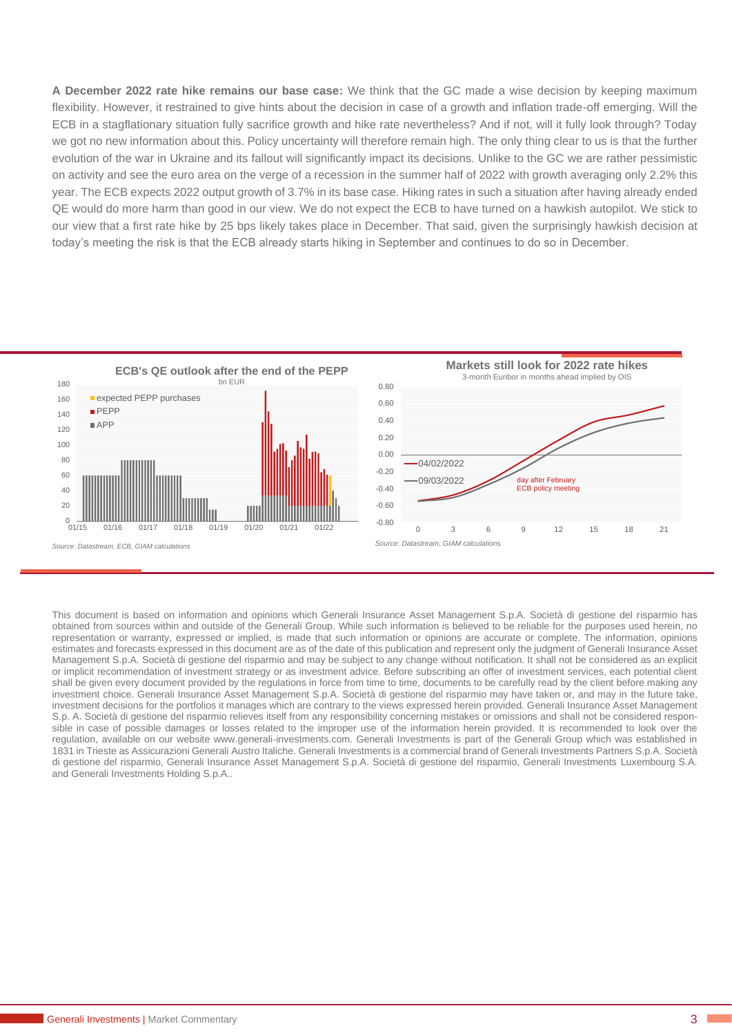**A December 2022 rate hike remains our base case:** We think that the GC made a wise decision by keeping maximum flexibility. However, it restrained to give hints about the decision in case of a growth and inflation trade-off emerging. Will the ECB in a stagflationary situation fully sacrifice growth and hike rate nevertheless? And if not, will it fully look through? Today we got no new information about this. Policy uncertainty will therefore remain high. The only thing clear to us is that the further evolution of the war in Ukraine and its fallout will significantly impact its decisions. Unlike to the GC we are rather pessimistic on activity and see the euro area on the verge of a recession in the summer half of 2022 with growth averaging only 2.2% this year. The ECB expects 2022 output growth of 3.7% in its base case. Hiking rates in such a situation after having already ended QE would do more harm than good in our view. We do not expect the ECB to have turned on a hawkish autopilot. We stick to our view that a first rate hike by 25 bps likely takes place in December. That said, given the surprisingly hawkish decision at today's meeting the risk is that the ECB already starts hiking in September and continues to do so in December.

**ECB's QE outlook after the end of the PEPP**
bn EUR

180
160
140
120
100
80
60
40
20
0

expected PEPP purchases
PEPP
APP

01/15 01/16 01/17 01/18 01/19 01/20 01/21 01/22

*Source: Datastream, ECB, GIAM calculations*

**Markets still look for 2022 rate hikes**
3-month Euribor in months ahead implied by OIS

0.80
0.60
0.40
0.20
0.00
-0.20
-0.40
-0.60
-0.80

04/02/2022
09/03/2022
day after February ECB policy meeting

0 3 6 9 12 15 18 21

*Source: Datastream, GIAM calculations*

This document is based on information and opinions which Generali Insurance Asset Management S.p.A. Società di gestione del risparmio has obtained from sources within and outside of the Generali Group. While such information is believed to be reliable for the purposes used herein, no representation or warranty, expressed or implied, is made that such information or opinions are accurate or complete. The information, opinions estimates and forecasts expressed in this document are as of the date of this publication and represent only the judgment of Generali Insurance Asset Management S.p.A. Società di gestione del risparmio and may be subject to any change without notification. It shall not be considered as an explicit or implicit recommendation of investment strategy or as investment advice. Before subscribing an offer of investment services, each potential client shall be given every document provided by the regulations in force from time to time, documents to be carefully read by the client before making any investment choice. Generali Insurance Asset Management S.p.A. Società di gestione del risparmio may have taken or, and may in the future take, investment decisions for the portfolios it manages which are contrary to the views expressed herein provided. Generali Insurance Asset Management S.p. A. Società di gestione del risparmio relieves itself from any responsibility concerning mistakes or omissions and shall not be considered responsible in case of possible damages or losses related to the improper use of the information herein provided. It is recommended to look over the regulation, available on our website www.generali-investments.com. Generali Investments is part of the Generali Group which was established in 1831 in Trieste as Assicurazioni Generali Austro Italiche. Generali Investments is a commercial brand of Generali Investments Partners S.p.A. Società di gestione del risparmio, Generali Insurance Asset Management S.p.A. Società di gestione del risparmio, Generali Investments Luxembourg S.A. and Generali Investments Holding S.p.A..